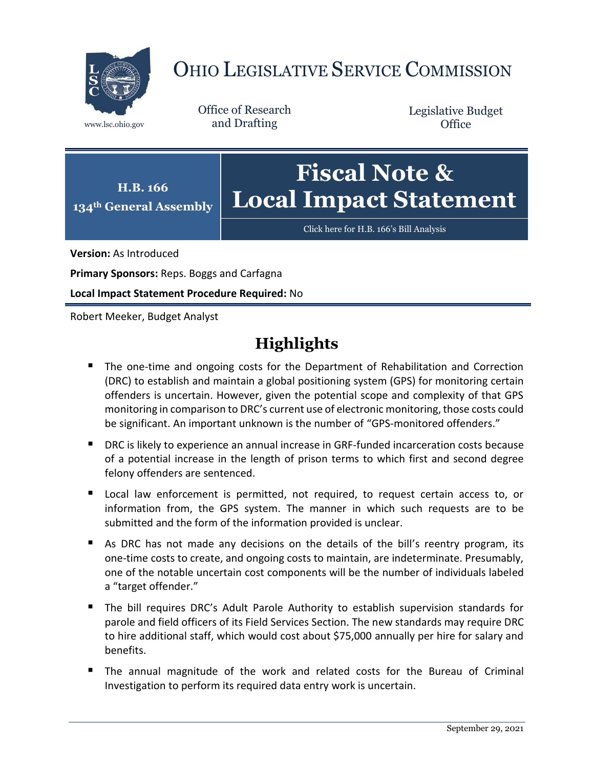# OHIO LEGISLATIVE SERVICE COMMISSION

www.lsc.ohio.gov

Office of Research and Drafting

Legislative Budget Office

**H.B. 166**
**134th General Assembly**

# Fiscal Note & Local Impact Statement

Click here for H.B. 166's Bill Analysis

**Version:** As Introduced

**Primary Sponsors:** Reps. Boggs and Carfagna

**Local Impact Statement Procedure Required:** No

Robert Meeker, Budget Analyst

## Highlights

- The one-time and ongoing costs for the Department of Rehabilitation and Correction (DRC) to establish and maintain a global positioning system (GPS) for monitoring certain offenders is uncertain. However, given the potential scope and complexity of that GPS monitoring in comparison to DRC's current use of electronic monitoring, those costs could be significant. An important unknown is the number of "GPS-monitored offenders."
- DRC is likely to experience an annual increase in GRF-funded incarceration costs because of a potential increase in the length of prison terms to which first and second degree felony offenders are sentenced.
- Local law enforcement is permitted, not required, to request certain access to, or information from, the GPS system. The manner in which such requests are to be submitted and the form of the information provided is unclear.
- As DRC has not made any decisions on the details of the bill's reentry program, its one-time costs to create, and ongoing costs to maintain, are indeterminate. Presumably, one of the notable uncertain cost components will be the number of individuals labeled a "target offender."
- The bill requires DRC's Adult Parole Authority to establish supervision standards for parole and field officers of its Field Services Section. The new standards may require DRC to hire additional staff, which would cost about $75,000 annually per hire for salary and benefits.
- The annual magnitude of the work and related costs for the Bureau of Criminal Investigation to perform its required data entry work is uncertain.

September 29, 2021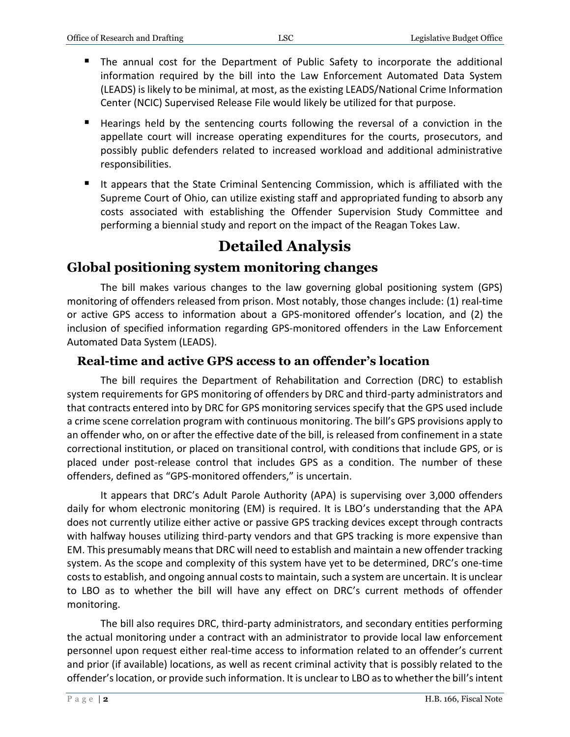- The annual cost for the Department of Public Safety to incorporate the additional information required by the bill into the Law Enforcement Automated Data System (LEADS) is likely to be minimal, at most, as the existing LEADS/National Crime Information Center (NCIC) Supervised Release File would likely be utilized for that purpose.
- Hearings held by the sentencing courts following the reversal of a conviction in the appellate court will increase operating expenditures for the courts, prosecutors, and possibly public defenders related to increased workload and additional administrative responsibilities.
- It appears that the State Criminal Sentencing Commission, which is affiliated with the Supreme Court of Ohio, can utilize existing staff and appropriated funding to absorb any costs associated with establishing the Offender Supervision Study Committee and performing a biennial study and report on the impact of the Reagan Tokes Law.

# Detailed Analysis

## Global positioning system monitoring changes

The bill makes various changes to the law governing global positioning system (GPS) monitoring of offenders released from prison. Most notably, those changes include: (1) real-time or active GPS access to information about a GPS-monitored offender's location, and (2) the inclusion of specified information regarding GPS-monitored offenders in the Law Enforcement Automated Data System (LEADS).

### Real-time and active GPS access to an offender's location

The bill requires the Department of Rehabilitation and Correction (DRC) to establish system requirements for GPS monitoring of offenders by DRC and third-party administrators and that contracts entered into by DRC for GPS monitoring services specify that the GPS used include a crime scene correlation program with continuous monitoring. The bill's GPS provisions apply to an offender who, on or after the effective date of the bill, is released from confinement in a state correctional institution, or placed on transitional control, with conditions that include GPS, or is placed under post-release control that includes GPS as a condition. The number of these offenders, defined as "GPS-monitored offenders," is uncertain.

It appears that DRC's Adult Parole Authority (APA) is supervising over 3,000 offenders daily for whom electronic monitoring (EM) is required. It is LBO's understanding that the APA does not currently utilize either active or passive GPS tracking devices except through contracts with halfway houses utilizing third-party vendors and that GPS tracking is more expensive than EM. This presumably means that DRC will need to establish and maintain a new offender tracking system. As the scope and complexity of this system have yet to be determined, DRC's one-time costs to establish, and ongoing annual costs to maintain, such a system are uncertain. It is unclear to LBO as to whether the bill will have any effect on DRC's current methods of offender monitoring.

The bill also requires DRC, third-party administrators, and secondary entities performing the actual monitoring under a contract with an administrator to provide local law enforcement personnel upon request either real-time access to information related to an offender's current and prior (if available) locations, as well as recent criminal activity that is possibly related to the offender's location, or provide such information. It is unclear to LBO as to whether the bill's intent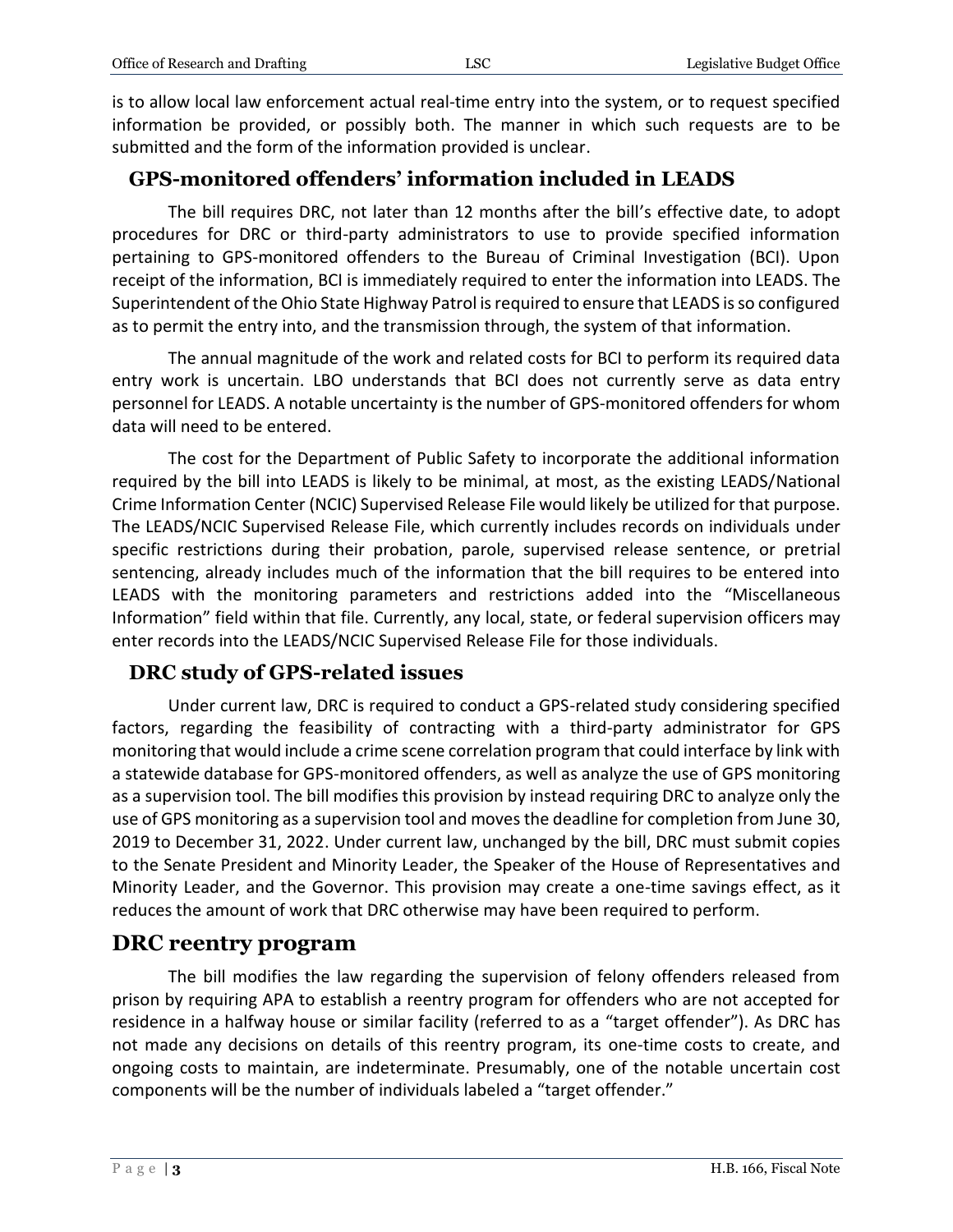is to allow local law enforcement actual real-time entry into the system, or to request specified information be provided, or possibly both. The manner in which such requests are to be submitted and the form of the information provided is unclear.

### GPS-monitored offenders' information included in LEADS

The bill requires DRC, not later than 12 months after the bill's effective date, to adopt procedures for DRC or third-party administrators to use to provide specified information pertaining to GPS-monitored offenders to the Bureau of Criminal Investigation (BCI). Upon receipt of the information, BCI is immediately required to enter the information into LEADS. The Superintendent of the Ohio State Highway Patrol is required to ensure that LEADS is so configured as to permit the entry into, and the transmission through, the system of that information.

The annual magnitude of the work and related costs for BCI to perform its required data entry work is uncertain. LBO understands that BCI does not currently serve as data entry personnel for LEADS. A notable uncertainty is the number of GPS-monitored offenders for whom data will need to be entered.

The cost for the Department of Public Safety to incorporate the additional information required by the bill into LEADS is likely to be minimal, at most, as the existing LEADS/National Crime Information Center (NCIC) Supervised Release File would likely be utilized for that purpose. The LEADS/NCIC Supervised Release File, which currently includes records on individuals under specific restrictions during their probation, parole, supervised release sentence, or pretrial sentencing, already includes much of the information that the bill requires to be entered into LEADS with the monitoring parameters and restrictions added into the "Miscellaneous Information" field within that file. Currently, any local, state, or federal supervision officers may enter records into the LEADS/NCIC Supervised Release File for those individuals.

### DRC study of GPS-related issues

Under current law, DRC is required to conduct a GPS-related study considering specified factors, regarding the feasibility of contracting with a third-party administrator for GPS monitoring that would include a crime scene correlation program that could interface by link with a statewide database for GPS-monitored offenders, as well as analyze the use of GPS monitoring as a supervision tool. The bill modifies this provision by instead requiring DRC to analyze only the use of GPS monitoring as a supervision tool and moves the deadline for completion from June 30, 2019 to December 31, 2022. Under current law, unchanged by the bill, DRC must submit copies to the Senate President and Minority Leader, the Speaker of the House of Representatives and Minority Leader, and the Governor. This provision may create a one-time savings effect, as it reduces the amount of work that DRC otherwise may have been required to perform.

## DRC reentry program

The bill modifies the law regarding the supervision of felony offenders released from prison by requiring APA to establish a reentry program for offenders who are not accepted for residence in a halfway house or similar facility (referred to as a "target offender"). As DRC has not made any decisions on details of this reentry program, its one-time costs to create, and ongoing costs to maintain, are indeterminate. Presumably, one of the notable uncertain cost components will be the number of individuals labeled a "target offender."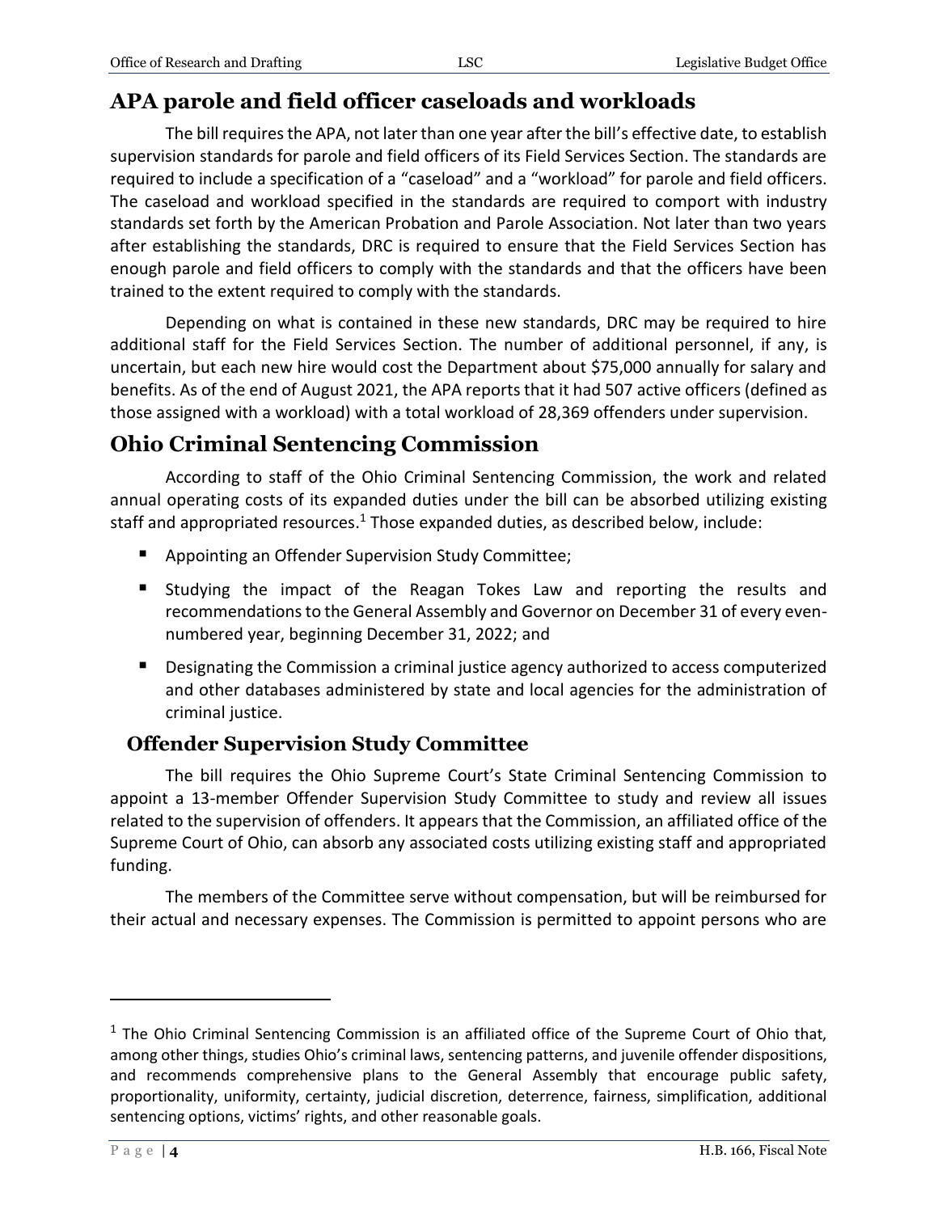## APA parole and field officer caseloads and workloads

The bill requires the APA, not later than one year after the bill's effective date, to establish supervision standards for parole and field officers of its Field Services Section. The standards are required to include a specification of a "caseload" and a "workload" for parole and field officers. The caseload and workload specified in the standards are required to comport with industry standards set forth by the American Probation and Parole Association. Not later than two years after establishing the standards, DRC is required to ensure that the Field Services Section has enough parole and field officers to comply with the standards and that the officers have been trained to the extent required to comply with the standards.

Depending on what is contained in these new standards, DRC may be required to hire additional staff for the Field Services Section. The number of additional personnel, if any, is uncertain, but each new hire would cost the Department about $75,000 annually for salary and benefits. As of the end of August 2021, the APA reports that it had 507 active officers (defined as those assigned with a workload) with a total workload of 28,369 offenders under supervision.

## Ohio Criminal Sentencing Commission

According to staff of the Ohio Criminal Sentencing Commission, the work and related annual operating costs of its expanded duties under the bill can be absorbed utilizing existing staff and appropriated resources.[1] Those expanded duties, as described below, include:

- Appointing an Offender Supervision Study Committee;
- Studying the impact of the Reagan Tokes Law and reporting the results and recommendations to the General Assembly and Governor on December 31 of every even-numbered year, beginning December 31, 2022; and
- Designating the Commission a criminal justice agency authorized to access computerized and other databases administered by state and local agencies for the administration of criminal justice.

### Offender Supervision Study Committee

The bill requires the Ohio Supreme Court's State Criminal Sentencing Commission to appoint a 13-member Offender Supervision Study Committee to study and review all issues related to the supervision of offenders. It appears that the Commission, an affiliated office of the Supreme Court of Ohio, can absorb any associated costs utilizing existing staff and appropriated funding.

The members of the Committee serve without compensation, but will be reimbursed for their actual and necessary expenses. The Commission is permitted to appoint persons who are

---

[1] The Ohio Criminal Sentencing Commission is an affiliated office of the Supreme Court of Ohio that, among other things, studies Ohio's criminal laws, sentencing patterns, and juvenile offender dispositions, and recommends comprehensive plans to the General Assembly that encourage public safety, proportionality, uniformity, certainty, judicial discretion, deterrence, fairness, simplification, additional sentencing options, victims' rights, and other reasonable goals.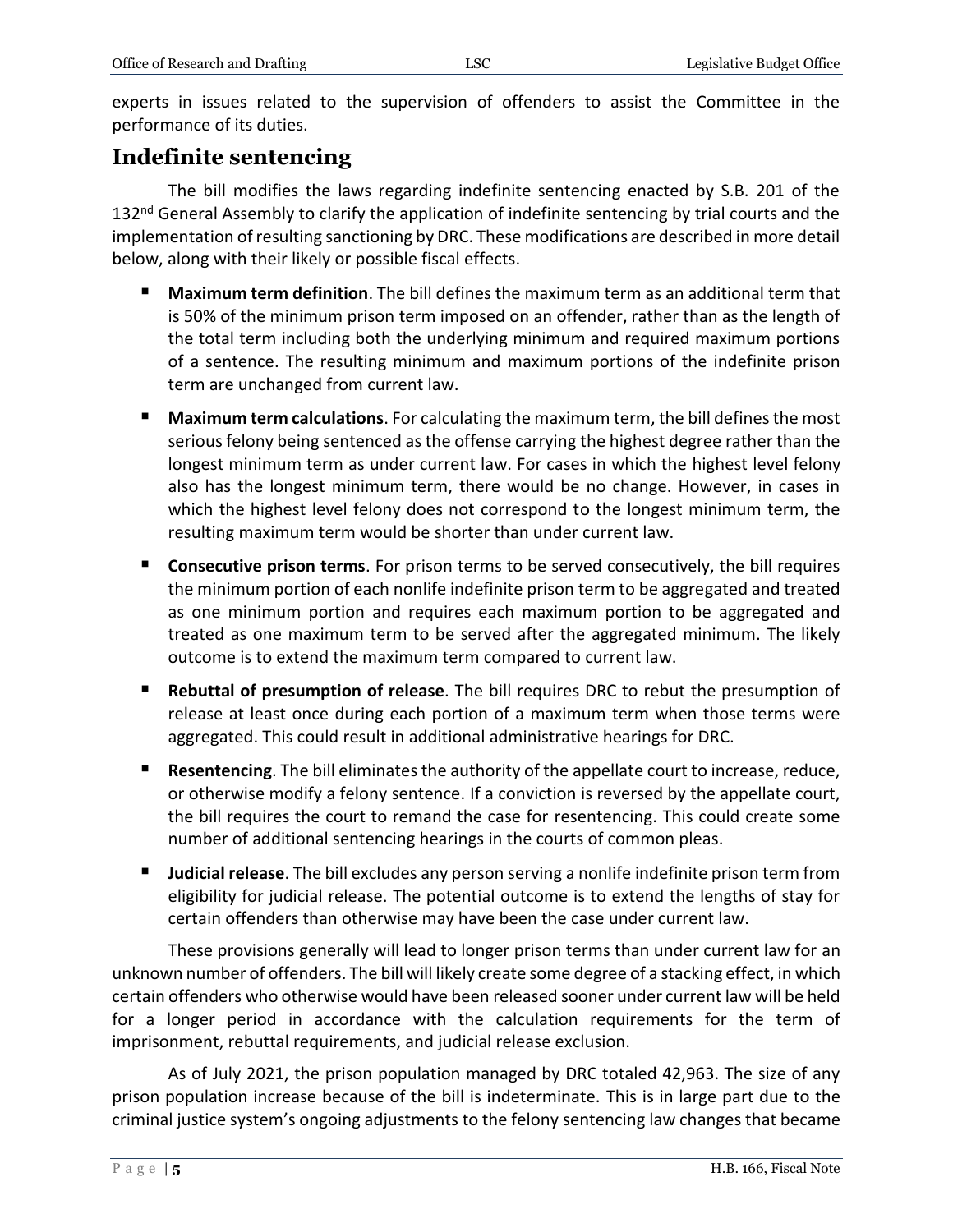experts in issues related to the supervision of offenders to assist the Committee in the performance of its duties.

## Indefinite sentencing

The bill modifies the laws regarding indefinite sentencing enacted by S.B. 201 of the 132nd General Assembly to clarify the application of indefinite sentencing by trial courts and the implementation of resulting sanctioning by DRC. These modifications are described in more detail below, along with their likely or possible fiscal effects.

- **Maximum term definition**. The bill defines the maximum term as an additional term that is 50% of the minimum prison term imposed on an offender, rather than as the length of the total term including both the underlying minimum and required maximum portions of a sentence. The resulting minimum and maximum portions of the indefinite prison term are unchanged from current law.
- **Maximum term calculations**. For calculating the maximum term, the bill defines the most serious felony being sentenced as the offense carrying the highest degree rather than the longest minimum term as under current law. For cases in which the highest level felony also has the longest minimum term, there would be no change. However, in cases in which the highest level felony does not correspond to the longest minimum term, the resulting maximum term would be shorter than under current law.
- **Consecutive prison terms**. For prison terms to be served consecutively, the bill requires the minimum portion of each nonlife indefinite prison term to be aggregated and treated as one minimum portion and requires each maximum portion to be aggregated and treated as one maximum term to be served after the aggregated minimum. The likely outcome is to extend the maximum term compared to current law.
- **Rebuttal of presumption of release**. The bill requires DRC to rebut the presumption of release at least once during each portion of a maximum term when those terms were aggregated. This could result in additional administrative hearings for DRC.
- **Resentencing**. The bill eliminates the authority of the appellate court to increase, reduce, or otherwise modify a felony sentence. If a conviction is reversed by the appellate court, the bill requires the court to remand the case for resentencing. This could create some number of additional sentencing hearings in the courts of common pleas.
- **Judicial release**. The bill excludes any person serving a nonlife indefinite prison term from eligibility for judicial release. The potential outcome is to extend the lengths of stay for certain offenders than otherwise may have been the case under current law.

These provisions generally will lead to longer prison terms than under current law for an unknown number of offenders. The bill will likely create some degree of a stacking effect, in which certain offenders who otherwise would have been released sooner under current law will be held for a longer period in accordance with the calculation requirements for the term of imprisonment, rebuttal requirements, and judicial release exclusion.

As of July 2021, the prison population managed by DRC totaled 42,963. The size of any prison population increase because of the bill is indeterminate. This is in large part due to the criminal justice system's ongoing adjustments to the felony sentencing law changes that became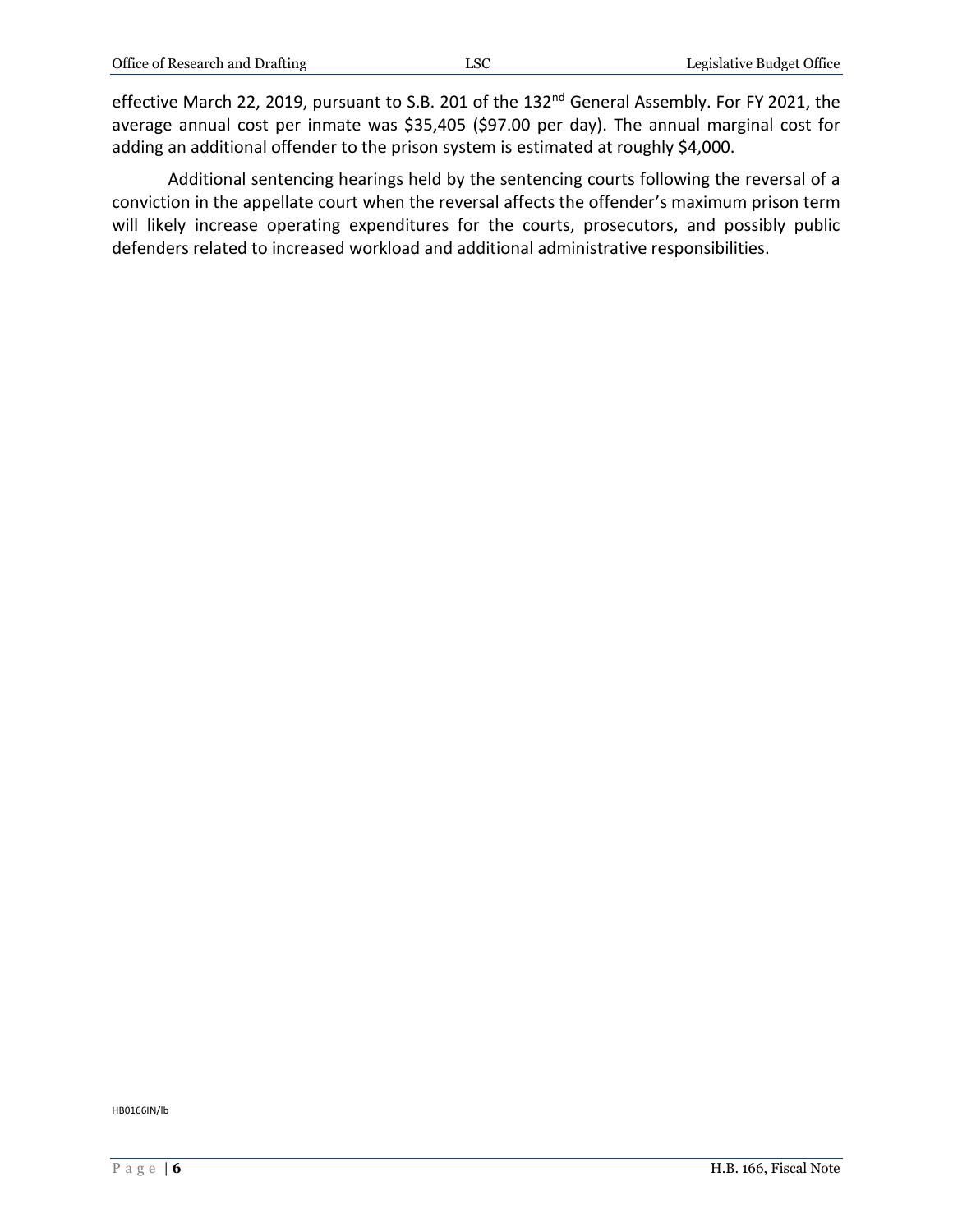effective March 22, 2019, pursuant to S.B. 201 of the 132nd General Assembly. For FY 2021, the average annual cost per inmate was $35,405 ($97.00 per day). The annual marginal cost for adding an additional offender to the prison system is estimated at roughly $4,000.

Additional sentencing hearings held by the sentencing courts following the reversal of a conviction in the appellate court when the reversal affects the offender's maximum prison term will likely increase operating expenditures for the courts, prosecutors, and possibly public defenders related to increased workload and additional administrative responsibilities.

HB0166IN/lb